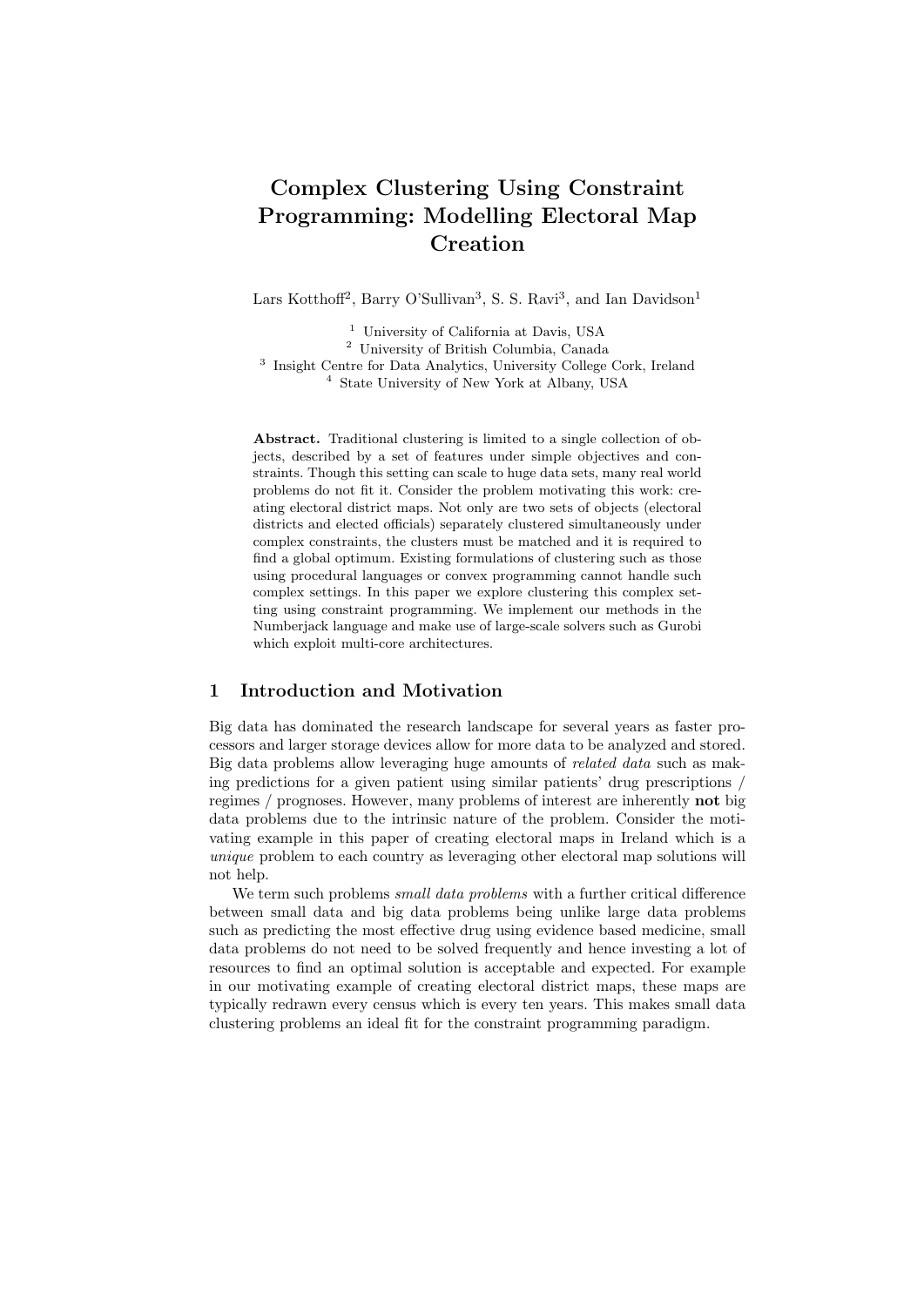# Complex Clustering Using Constraint Programming: Modelling Electoral Map Creation

Lars Kotthoff[2], Barry O'Sullivan[3], S. S. Ravi[3], and Ian Davidson[1]

[1] University of California at Davis, USA
[2] University of British Columbia, Canada
[3] Insight Centre for Data Analytics, University College Cork, Ireland
[4] State University of New York at Albany, USA

**Abstract.** Traditional clustering is limited to a single collection of objects, described by a set of features under simple objectives and constraints. Though this setting can scale to huge data sets, many real world problems do not fit it. Consider the problem motivating this work: creating electoral district maps. Not only are two sets of objects (electoral districts and elected officials) separately clustered simultaneously under complex constraints, the clusters must be matched and it is required to find a global optimum. Existing formulations of clustering such as those using procedural languages or convex programming cannot handle such complex settings. In this paper we explore clustering this complex setting using constraint programming. We implement our methods in the Numberjack language and make use of large-scale solvers such as Gurobi which exploit multi-core architectures.

## 1 Introduction and Motivation

Big data has dominated the research landscape for several years as faster processors and larger storage devices allow for more data to be analyzed and stored. Big data problems allow leveraging huge amounts of *related data* such as making predictions for a given patient using similar patients' drug prescriptions / regimes / prognoses. However, many problems of interest are inherently **not** big data problems due to the intrinsic nature of the problem. Consider the motivating example in this paper of creating electoral maps in Ireland which is a *unique* problem to each country as leveraging other electoral map solutions will not help.

We term such problems *small data problems* with a further critical difference between small data and big data problems being unlike large data problems such as predicting the most effective drug using evidence based medicine, small data problems do not need to be solved frequently and hence investing a lot of resources to find an optimal solution is acceptable and expected. For example in our motivating example of creating electoral district maps, these maps are typically redrawn every census which is every ten years. This makes small data clustering problems an ideal fit for the constraint programming paradigm.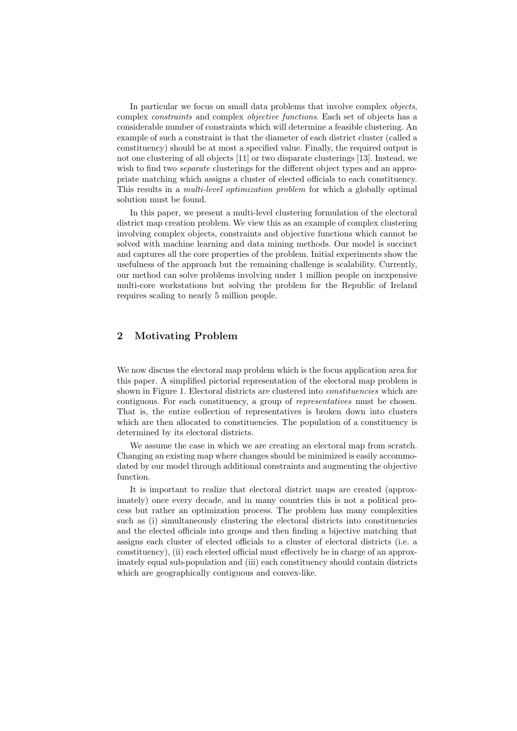In particular we focus on small data problems that involve complex *objects*, complex *constraints* and complex *objective functions*. Each set of objects has a considerable number of constraints which will determine a feasible clustering. An example of such a constraint is that the diameter of each district cluster (called a constituency) should be at most a specified value. Finally, the required output is not one clustering of all objects [11] or two disparate clusterings [13]. Instead, we wish to find two *separate* clusterings for the different object types and an appropriate matching which assigns a cluster of elected officials to each constituency. This results in a *multi-level optimization problem* for which a globally optimal solution must be found.

In this paper, we present a multi-level clustering formulation of the electoral district map creation problem. We view this as an example of complex clustering involving complex objects, constraints and objective functions which cannot be solved with machine learning and data mining methods. Our model is succinct and captures all the core properties of the problem. Initial experiments show the usefulness of the approach but the remaining challenge is scalability. Currently, our method can solve problems involving under 1 million people on inexpensive multi-core workstations but solving the problem for the Republic of Ireland requires scaling to nearly 5 million people.

## 2 Motivating Problem

We now discuss the electoral map problem which is the focus application area for this paper. A simplified pictorial representation of the electoral map problem is shown in Figure 1. Electoral districts are clustered into *constituencies* which are contiguous. For each constituency, a group of *representatives* must be chosen. That is, the entire collection of representatives is broken down into clusters which are then allocated to constituencies. The population of a constituency is determined by its electoral districts.

We assume the case in which we are creating an electoral map from scratch. Changing an existing map where changes should be minimized is easily accommodated by our model through additional constraints and augmenting the objective function.

It is important to realize that electoral district maps are created (approximately) once every decade, and in many countries this is not a political process but rather an optimization process. The problem has many complexities such as (i) simultaneously clustering the electoral districts into constituencies and the elected officials into groups and then finding a bijective matching that assigns each cluster of elected officials to a cluster of electoral districts (i.e. a constituency), (ii) each elected official must effectively be in charge of an approximately equal sub-population and (iii) each constituency should contain districts which are geographically contiguous and convex-like.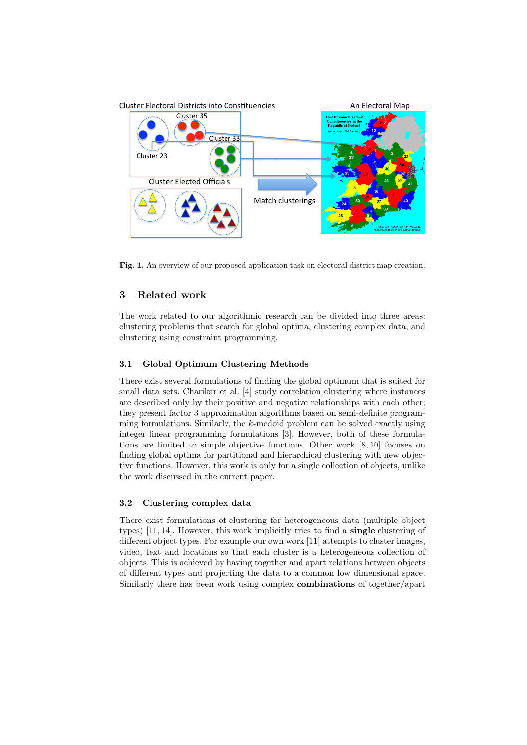**Fig. 1.** An overview of our proposed application task on electoral district map creation.

## 3 Related work

The work related to our algorithmic research can be divided into three areas: clustering problems that search for global optima, clustering complex data, and clustering using constraint programming.

### 3.1 Global Optimum Clustering Methods

There exist several formulations of finding the global optimum that is suited for small data sets. Charikar et al. [4] study correlation clustering where instances are described only by their positive and negative relationships with each other; they present factor 3 approximation algorithms based on semi-definite programming formulations. Similarly, the $k$-medoid problem can be solved exactly using integer linear programming formulations [3]. However, both of these formulations are limited to simple objective functions. Other work [8, 10] focuses on finding global optima for partitional and hierarchical clustering with new objective functions. However, this work is only for a single collection of objects, unlike the work discussed in the current paper.

### 3.2 Clustering complex data

There exist formulations of clustering for heterogeneous data (multiple object types) [11, 14]. However, this work implicitly tries to find a **single** clustering of different object types. For example our own work [11] attempts to cluster images, video, text and locations so that each cluster is a heterogeneous collection of objects. This is achieved by having together and apart relations between objects of different types and projecting the data to a common low dimensional space. Similarly there has been work using complex **combinations** of together/apart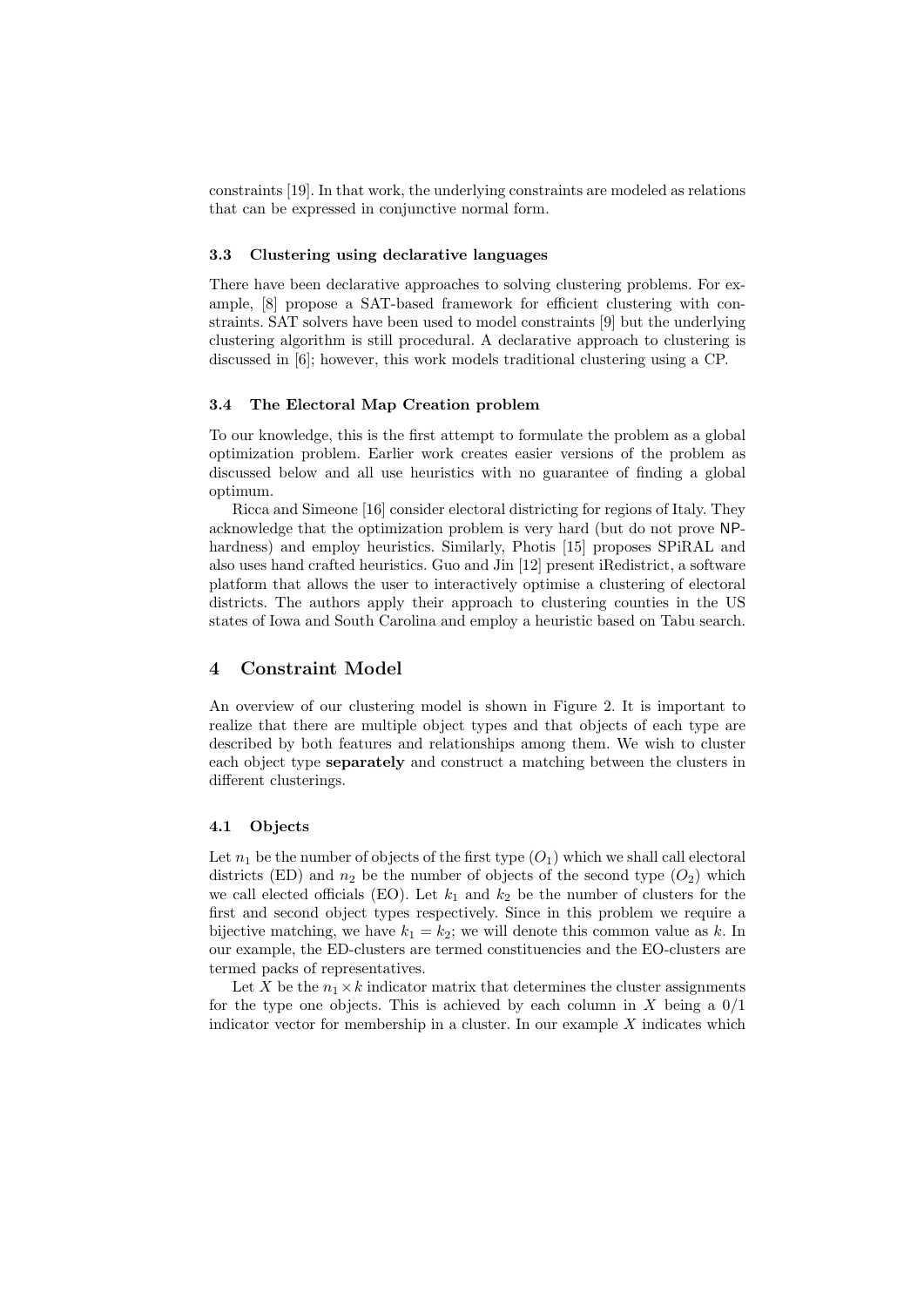constraints [19]. In that work, the underlying constraints are modeled as relations that can be expressed in conjunctive normal form.

### 3.3 Clustering using declarative languages

There have been declarative approaches to solving clustering problems. For example, [8] propose a SAT-based framework for efficient clustering with constraints. SAT solvers have been used to model constraints [9] but the underlying clustering algorithm is still procedural. A declarative approach to clustering is discussed in [6]; however, this work models traditional clustering using a CP.

### 3.4 The Electoral Map Creation problem

To our knowledge, this is the first attempt to formulate the problem as a global optimization problem. Earlier work creates easier versions of the problem as discussed below and all use heuristics with no guarantee of finding a global optimum.

Ricca and Simeone [16] consider electoral districting for regions of Italy. They acknowledge that the optimization problem is very hard (but do not prove NP-hardness) and employ heuristics. Similarly, Photis [15] proposes SPiRAL and also uses hand crafted heuristics. Guo and Jin [12] present iRedistrict, a software platform that allows the user to interactively optimise a clustering of electoral districts. The authors apply their approach to clustering counties in the US states of Iowa and South Carolina and employ a heuristic based on Tabu search.

## 4 Constraint Model

An overview of our clustering model is shown in Figure 2. It is important to realize that there are multiple object types and that objects of each type are described by both features and relationships among them. We wish to cluster each object type **separately** and construct a matching between the clusters in different clusterings.

### 4.1 Objects

Let $n_1$ be the number of objects of the first type ($O_1$) which we shall call electoral districts (ED) and $n_2$ be the number of objects of the second type ($O_2$) which we call elected officials (EO). Let $k_1$ and $k_2$ be the number of clusters for the first and second object types respectively. Since in this problem we require a bijective matching, we have $k_1 = k_2$; we will denote this common value as $k$. In our example, the ED-clusters are termed constituencies and the EO-clusters are termed packs of representatives.

Let $X$ be the $n_1 \times k$ indicator matrix that determines the cluster assignments for the type one objects. This is achieved by each column in $X$ being a 0/1 indicator vector for membership in a cluster. In our example $X$ indicates which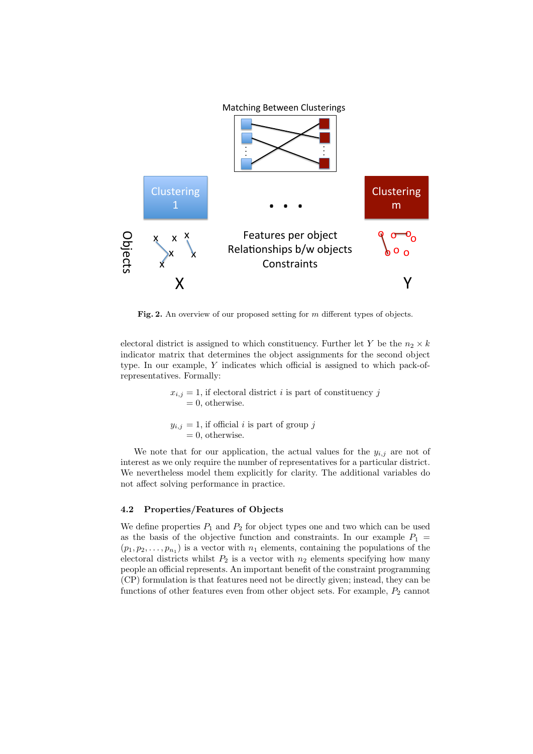**Fig. 2.** An overview of our proposed setting for $m$ different types of objects.

electoral district is assigned to which constituency. Further let $Y$ be the $n_2 \times k$ indicator matrix that determines the object assignments for the second object type. In our example, $Y$ indicates which official is assigned to which pack-of-representatives. Formally:

$$x_{i,j} = 1, \text{ if electoral district } i \text{ is part of constituency } j$$
$$= 0, \text{ otherwise.}$$

$$y_{i,j} = 1, \text{ if official } i \text{ is part of group } j$$
$$= 0, \text{ otherwise.}$$

We note that for our application, the actual values for the $y_{i,j}$ are not of interest as we only require the number of representatives for a particular district. We nevertheless model them explicitly for clarity. The additional variables do not affect solving performance in practice.

### 4.2 Properties/Features of Objects

We define properties $P_1$ and $P_2$ for object types one and two which can be used as the basis of the objective function and constraints. In our example $P_1 = (p_1, p_2, \ldots, p_{n_1})$ is a vector with $n_1$ elements, containing the populations of the electoral districts whilst $P_2$ is a vector with $n_2$ elements specifying how many people an official represents. An important benefit of the constraint programming (CP) formulation is that features need not be directly given; instead, they can be functions of other features even from other object sets. For example, $P_2$ cannot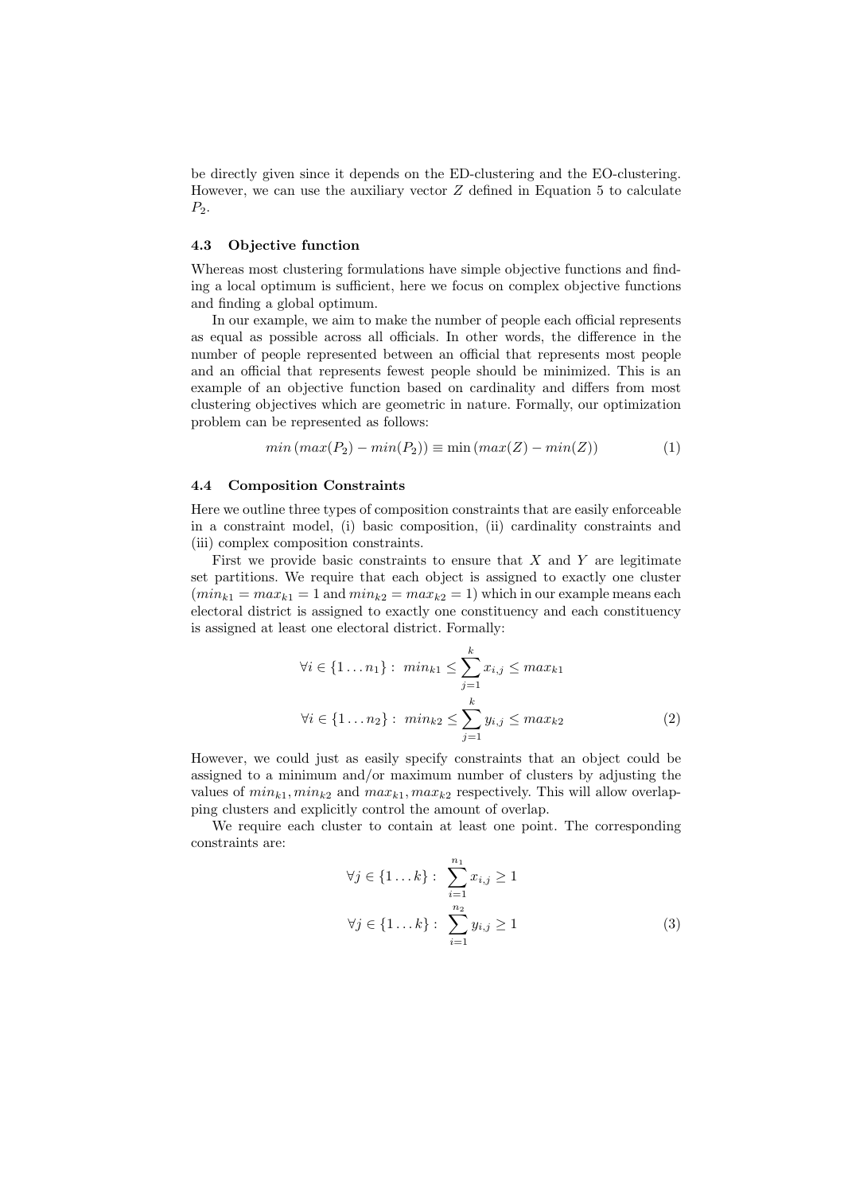be directly given since it depends on the ED-clustering and the EO-clustering. However, we can use the auxiliary vector $Z$ defined in Equation 5 to calculate $P_2$.

### 4.3 Objective function

Whereas most clustering formulations have simple objective functions and finding a local optimum is sufficient, here we focus on complex objective functions and finding a global optimum.

In our example, we aim to make the number of people each official represents as equal as possible across all officials. In other words, the difference in the number of people represented between an official that represents most people and an official that represents fewest people should be minimized. This is an example of an objective function based on cardinality and differs from most clustering objectives which are geometric in nature. Formally, our optimization problem can be represented as follows:

$$min\,(max(P_2) - min(P_2)) \equiv \min\,(max(Z) - min(Z)) \tag{1}$$

### 4.4 Composition Constraints

Here we outline three types of composition constraints that are easily enforceable in a constraint model, (i) basic composition, (ii) cardinality constraints and (iii) complex composition constraints.

First we provide basic constraints to ensure that $X$ and $Y$ are legitimate set partitions. We require that each object is assigned to exactly one cluster ($min_{k1} = max_{k1} = 1$ and $min_{k2} = max_{k2} = 1$) which in our example means each electoral district is assigned to exactly one constituency and each constituency is assigned at least one electoral district. Formally:

$$\begin{aligned}
\forall i \in \{1 \ldots n_1\}:\; min_{k1} \leq \sum_{j=1}^{k} x_{i,j} \leq max_{k1} \\
\forall i \in \{1 \ldots n_2\}:\; min_{k2} \leq \sum_{j=1}^{k} y_{i,j} \leq max_{k2}
\end{aligned} \tag{2}$$

However, we could just as easily specify constraints that an object could be assigned to a minimum and/or maximum number of clusters by adjusting the values of $min_{k1}, min_{k2}$ and $max_{k1}, max_{k2}$ respectively. This will allow overlapping clusters and explicitly control the amount of overlap.

We require each cluster to contain at least one point. The corresponding constraints are:

$$\begin{aligned}
\forall j \in \{1 \ldots k\}:\; \sum_{i=1}^{n_1} x_{i,j} \geq 1 \\
\forall j \in \{1 \ldots k\}:\; \sum_{i=1}^{n_2} y_{i,j} \geq 1
\end{aligned} \tag{3}$$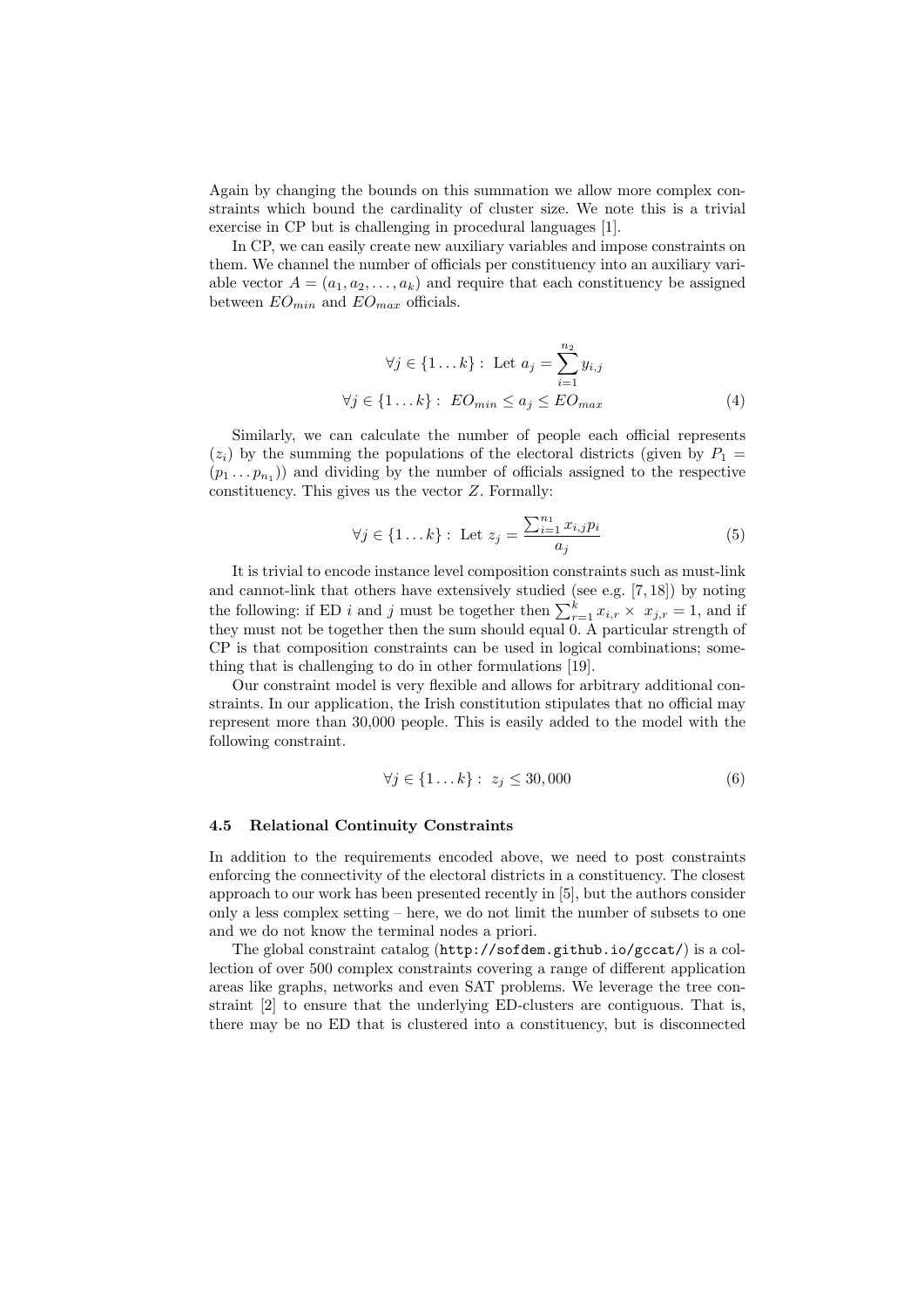Again by changing the bounds on this summation we allow more complex constraints which bound the cardinality of cluster size. We note this is a trivial exercise in CP but is challenging in procedural languages [1].

In CP, we can easily create new auxiliary variables and impose constraints on them. We channel the number of officials per constituency into an auxiliary variable vector $A = (a_1, a_2, \ldots, a_k)$ and require that each constituency be assigned between $EO_{min}$ and $EO_{max}$ officials.

$$
\begin{aligned}
\forall j \in \{1 \ldots k\}: \text{ Let } a_j &= \sum_{i=1}^{n_2} y_{i,j} \\
\forall j \in \{1 \ldots k\}: \ EO_{min} \leq a_j &\leq EO_{max}
\end{aligned}
\tag{4}
$$

Similarly, we can calculate the number of people each official represents ($z_i$) by the summing the populations of the electoral districts (given by $P_1 = (p_1 \ldots p_{n_1})$) and dividing by the number of officials assigned to the respective constituency. This gives us the vector $Z$. Formally:

$$
\forall j \in \{1 \ldots k\}: \text{ Let } z_j = \frac{\sum_{i=1}^{n_1} x_{i,j} p_i}{a_j} \tag{5}
$$

It is trivial to encode instance level composition constraints such as must-link and cannot-link that others have extensively studied (see e.g. [7, 18]) by noting the following: if ED $i$ and $j$ must be together then $\sum_{r=1}^{k} x_{i,r} \times \ x_{j,r} = 1$, and if they must not be together then the sum should equal 0. A particular strength of CP is that composition constraints can be used in logical combinations; something that is challenging to do in other formulations [19].

Our constraint model is very flexible and allows for arbitrary additional constraints. In our application, the Irish constitution stipulates that no official may represent more than 30,000 people. This is easily added to the model with the following constraint.

$$
\forall j \in \{1 \ldots k\}: \ z_j \leq 30,000 \tag{6}
$$

### 4.5 Relational Continuity Constraints

In addition to the requirements encoded above, we need to post constraints enforcing the connectivity of the electoral districts in a constituency. The closest approach to our work has been presented recently in [5], but the authors consider only a less complex setting – here, we do not limit the number of subsets to one and we do not know the terminal nodes a priori.

The global constraint catalog (`http://sofdem.github.io/gccat/`) is a collection of over 500 complex constraints covering a range of different application areas like graphs, networks and even SAT problems. We leverage the tree constraint [2] to ensure that the underlying ED-clusters are contiguous. That is, there may be no ED that is clustered into a constituency, but is disconnected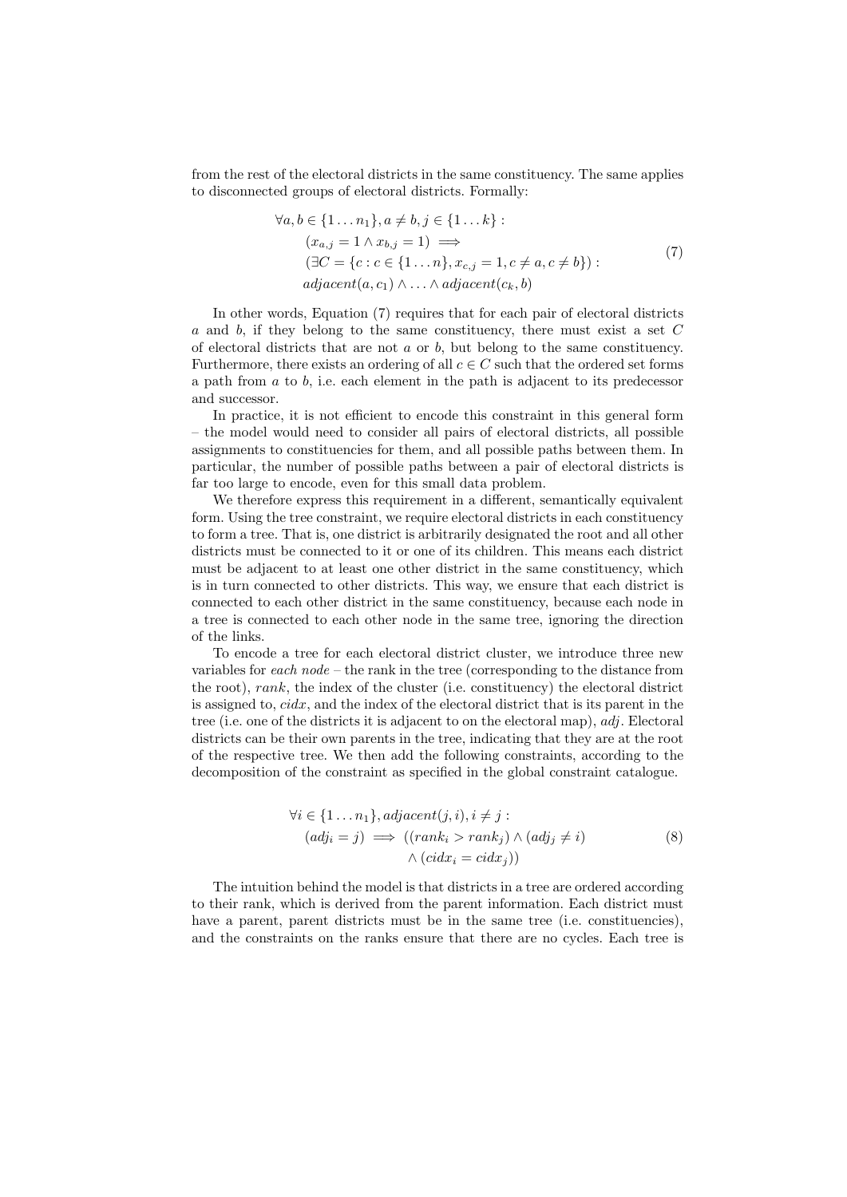from the rest of the electoral districts in the same constituency. The same applies to disconnected groups of electoral districts. Formally:

$$
\begin{aligned}
&\forall a, b \in \{1 \dots n_1\}, a \neq b, j \in \{1 \dots k\} : \\
&\quad (x_{a,j} = 1 \land x_{b,j} = 1) \implies \\
&\quad (\exists C = \{c : c \in \{1 \dots n\}, x_{c,j} = 1, c \neq a, c \neq b\}) : \\
&\quad adjacent(a, c_1) \land \dots \land adjacent(c_k, b)
\end{aligned}
\tag{7}
$$

In other words, Equation (7) requires that for each pair of electoral districts $a$ and $b$, if they belong to the same constituency, there must exist a set $C$ of electoral districts that are not $a$ or $b$, but belong to the same constituency. Furthermore, there exists an ordering of all $c \in C$ such that the ordered set forms a path from $a$ to $b$, i.e. each element in the path is adjacent to its predecessor and successor.

In practice, it is not efficient to encode this constraint in this general form – the model would need to consider all pairs of electoral districts, all possible assignments to constituencies for them, and all possible paths between them. In particular, the number of possible paths between a pair of electoral districts is far too large to encode, even for this small data problem.

We therefore express this requirement in a different, semantically equivalent form. Using the tree constraint, we require electoral districts in each constituency to form a tree. That is, one district is arbitrarily designated the root and all other districts must be connected to it or one of its children. This means each district must be adjacent to at least one other district in the same constituency, which is in turn connected to other districts. This way, we ensure that each district is connected to each other district in the same constituency, because each node in a tree is connected to each other node in the same tree, ignoring the direction of the links.

To encode a tree for each electoral district cluster, we introduce three new variables for *each node* – the rank in the tree (corresponding to the distance from the root), *rank*, the index of the cluster (i.e. constituency) the electoral district is assigned to, *cidx*, and the index of the electoral district that is its parent in the tree (i.e. one of the districts it is adjacent to on the electoral map), *adj*. Electoral districts can be their own parents in the tree, indicating that they are at the root of the respective tree. We then add the following constraints, according to the decomposition of the constraint as specified in the global constraint catalogue.

$$
\begin{aligned}
&\forall i \in \{1 \dots n_1\}, adjacent(j, i), i \neq j : \\
&\quad (adj_i = j) \implies ((rank_i > rank_j) \land (adj_j \neq i) \\
&\quad\quad \land (cidx_i = cidx_j))
\end{aligned}
\tag{8}
$$

The intuition behind the model is that districts in a tree are ordered according to their rank, which is derived from the parent information. Each district must have a parent, parent districts must be in the same tree (i.e. constituencies), and the constraints on the ranks ensure that there are no cycles. Each tree is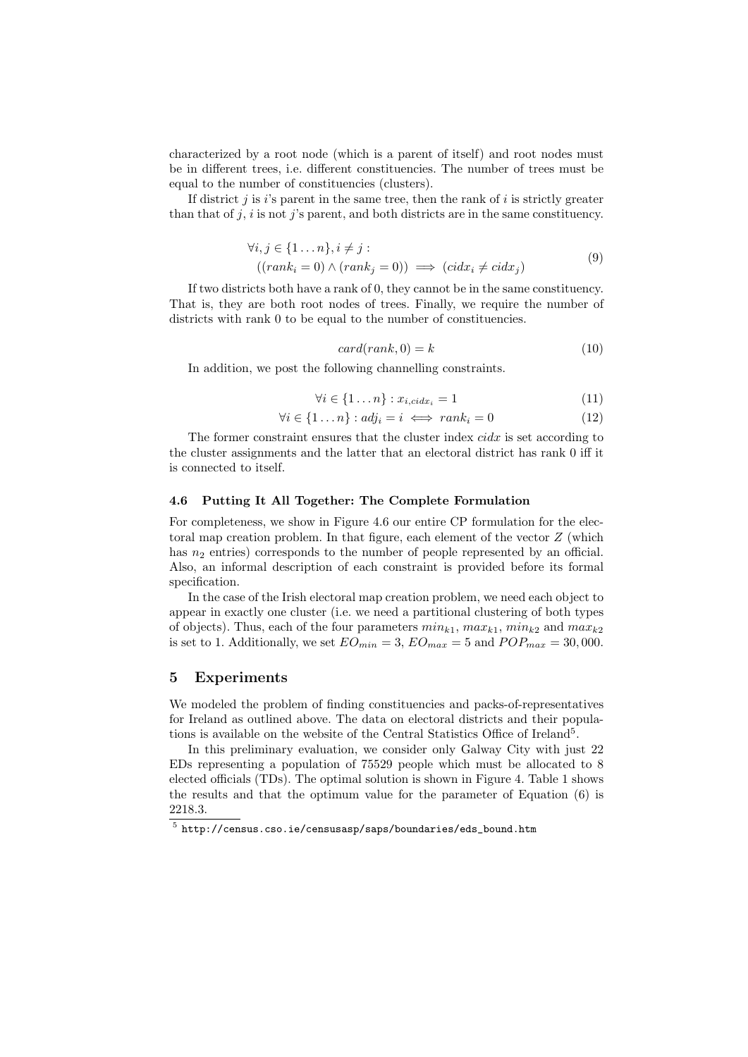characterized by a root node (which is a parent of itself) and root nodes must be in different trees, i.e. different constituencies. The number of trees must be equal to the number of constituencies (clusters).

If district $j$ is $i$'s parent in the same tree, then the rank of $i$ is strictly greater than that of $j$, $i$ is not $j$'s parent, and both districts are in the same constituency.

$$\begin{aligned} &\forall i, j \in \{1 \dots n\}, i \neq j : \\ &\quad ((rank_i = 0) \wedge (rank_j = 0)) \implies (cidx_i \neq cidx_j) \end{aligned} \tag{9}$$

If two districts both have a rank of 0, they cannot be in the same constituency. That is, they are both root nodes of trees. Finally, we require the number of districts with rank 0 to be equal to the number of constituencies.

$$card(rank, 0) = k \tag{10}$$

In addition, we post the following channelling constraints.

$$\forall i \in \{1 \dots n\} : x_{i, cidx_i} = 1 \tag{11}$$

$$\forall i \in \{1 \dots n\} : adj_i = i \iff rank_i = 0 \tag{12}$$

The former constraint ensures that the cluster index *cidx* is set according to the cluster assignments and the latter that an electoral district has rank 0 iff it is connected to itself.

### 4.6 Putting It All Together: The Complete Formulation

For completeness, we show in Figure 4.6 our entire CP formulation for the electoral map creation problem. In that figure, each element of the vector $Z$ (which has $n_2$ entries) corresponds to the number of people represented by an official. Also, an informal description of each constraint is provided before its formal specification.

In the case of the Irish electoral map creation problem, we need each object to appear in exactly one cluster (i.e. we need a partitional clustering of both types of objects). Thus, each of the four parameters $min_{k1}$, $max_{k1}$, $min_{k2}$ and $max_{k2}$ is set to 1. Additionally, we set $EO_{min} = 3$, $EO_{max} = 5$ and $POP_{max} = 30,000$.

## 5 Experiments

We modeled the problem of finding constituencies and packs-of-representatives for Ireland as outlined above. The data on electoral districts and their populations is available on the website of the Central Statistics Office of Ireland[5].

In this preliminary evaluation, we consider only Galway City with just 22 EDs representing a population of 75529 people which must be allocated to 8 elected officials (TDs). The optimal solution is shown in Figure 4. Table 1 shows the results and that the optimum value for the parameter of Equation (6) is 2218.3.

[5] http://census.cso.ie/censusasp/saps/boundaries/eds_bound.htm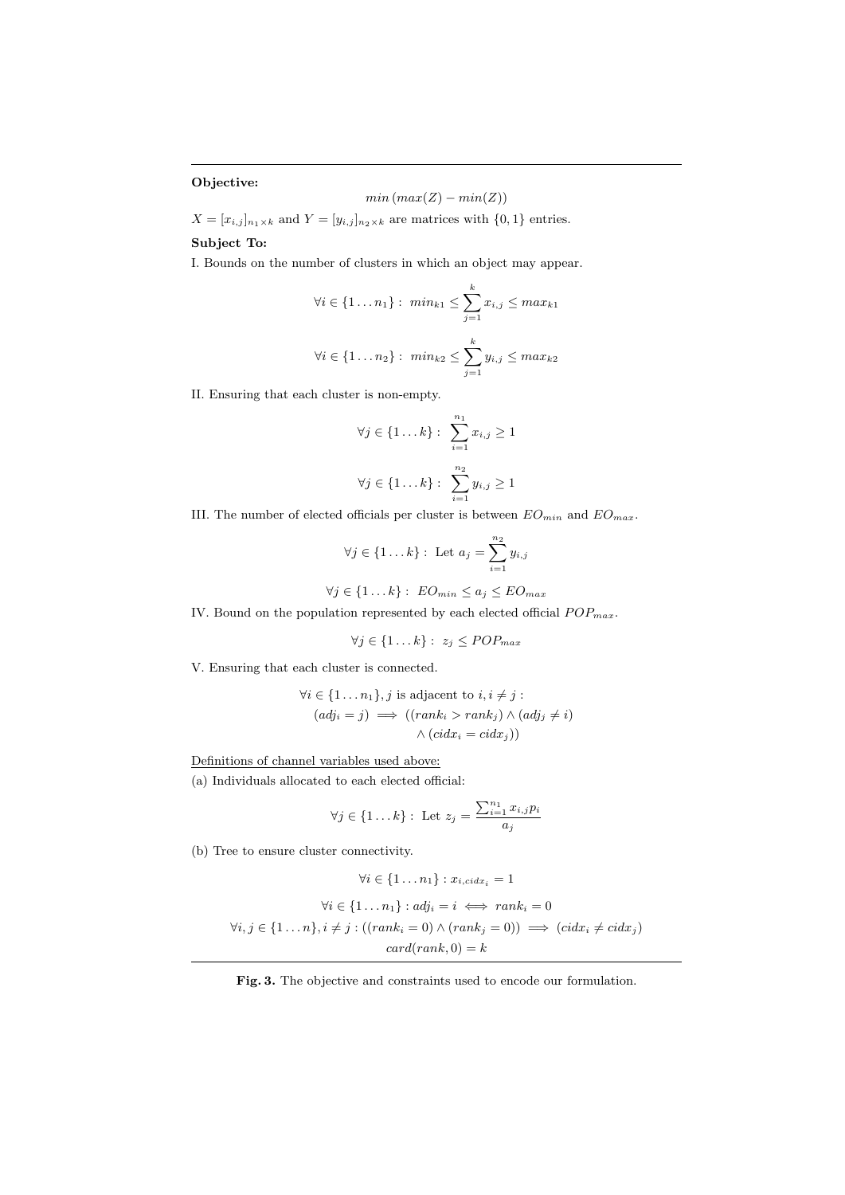**Objective:**

$$min\,(max(Z) - min(Z))$$

$X = [x_{i,j}]_{n_1 \times k}$ and $Y = [y_{i,j}]_{n_2 \times k}$ are matrices with $\{0, 1\}$ entries.

**Subject To:**

I. Bounds on the number of clusters in which an object may appear.

$$\forall i \in \{1 \ldots n_1\}: \; min_{k1} \leq \sum_{j=1}^{k} x_{i,j} \leq max_{k1}$$

$$\forall i \in \{1 \ldots n_2\}: \; min_{k2} \leq \sum_{j=1}^{k} y_{i,j} \leq max_{k2}$$

II. Ensuring that each cluster is non-empty.

$$\forall j \in \{1 \ldots k\}: \; \sum_{i=1}^{n_1} x_{i,j} \geq 1$$

$$\forall j \in \{1 \ldots k\}: \; \sum_{i=1}^{n_2} y_{i,j} \geq 1$$

III. The number of elected officials per cluster is between $EO_{min}$ and $EO_{max}$.

$$\forall j \in \{1 \ldots k\}: \; \text{Let } a_j = \sum_{i=1}^{n_2} y_{i,j}$$

$$\forall j \in \{1 \ldots k\}: \; EO_{min} \leq a_j \leq EO_{max}$$

IV. Bound on the population represented by each elected official $POP_{max}$.

$$\forall j \in \{1 \ldots k\}: \; z_j \leq POP_{max}$$

V. Ensuring that each cluster is connected.

$$\begin{aligned} &\forall i \in \{1 \ldots n_1\}, j \text{ is adjacent to } i, i \neq j: \\ &(adj_i = j) \implies ((rank_i > rank_j) \land (adj_j \neq i) \\ &\qquad \land (cidx_i = cidx_j)) \end{aligned}$$

Definitions of channel variables used above:

(a) Individuals allocated to each elected official:

$$\forall j \in \{1 \ldots k\}: \; \text{Let } z_j = \frac{\sum_{i=1}^{n_1} x_{i,j} p_i}{a_j}$$

(b) Tree to ensure cluster connectivity.

$$\forall i \in \{1 \ldots n_1\}: x_{i,cidx_i} = 1$$

$$\forall i \in \{1 \ldots n_1\}: adj_i = i \iff rank_i = 0$$

$$\forall i, j \in \{1 \ldots n\}, i \neq j: ((rank_i = 0) \land (rank_j = 0)) \implies (cidx_i \neq cidx_j)$$

$$card(rank, 0) = k$$

**Fig. 3.** The objective and constraints used to encode our formulation.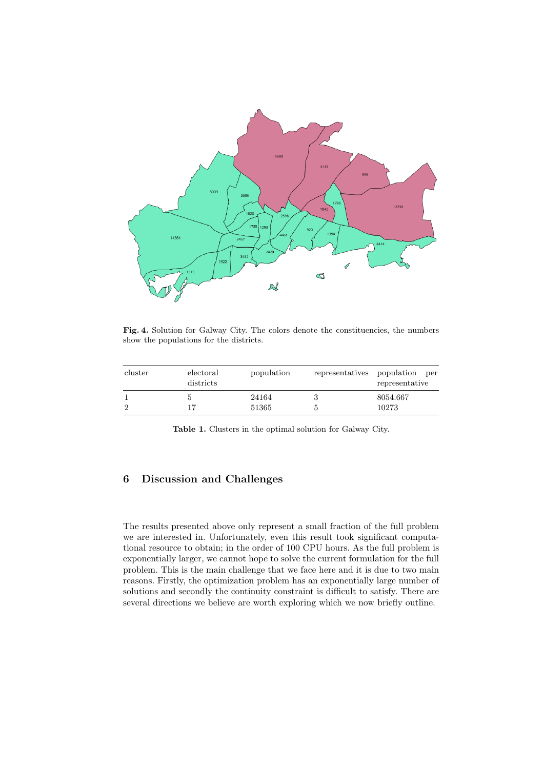**Fig. 4.** Solution for Galway City. The colors denote the constituencies, the numbers show the populations for the districts.

| cluster | electoral districts | population | representatives | population per representative |
|---|---|---|---|---|
| 1 | 5 | 24164 | 3 | 8054.667 |
| 2 | 17 | 51365 | 5 | 10273 |

**Table 1.** Clusters in the optimal solution for Galway City.

## 6 Discussion and Challenges

The results presented above only represent a small fraction of the full problem we are interested in. Unfortunately, even this result took significant computational resource to obtain; in the order of 100 CPU hours. As the full problem is exponentially larger, we cannot hope to solve the current formulation for the full problem. This is the main challenge that we face here and it is due to two main reasons. Firstly, the optimization problem has an exponentially large number of solutions and secondly the continuity constraint is difficult to satisfy. There are several directions we believe are worth exploring which we now briefly outline.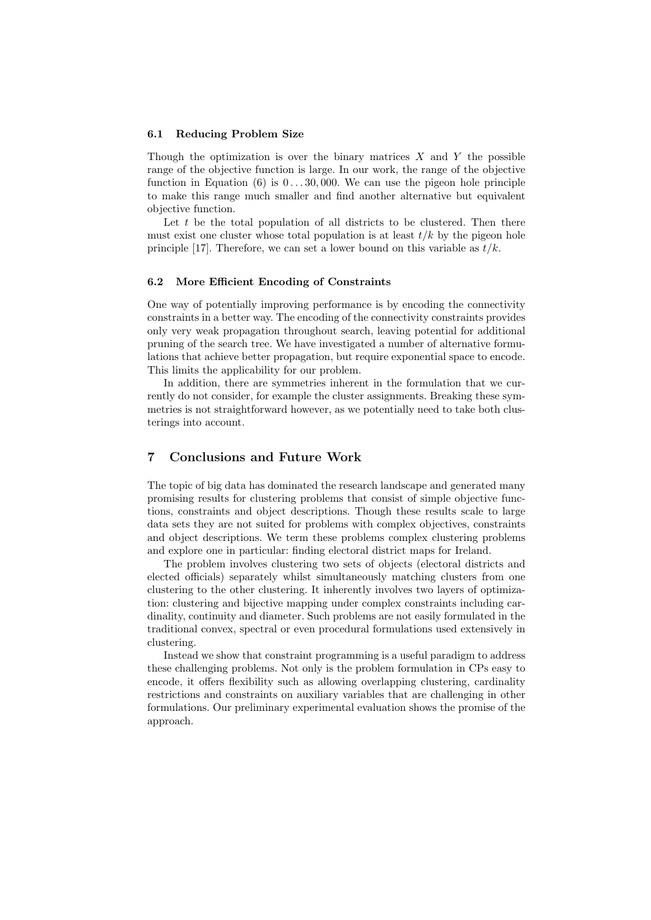### 6.1 Reducing Problem Size

Though the optimization is over the binary matrices $X$ and $Y$ the possible range of the objective function is large. In our work, the range of the objective function in Equation (6) is $0 \ldots 30,000$. We can use the pigeon hole principle to make this range much smaller and find another alternative but equivalent objective function.

Let $t$ be the total population of all districts to be clustered. Then there must exist one cluster whose total population is at least $t/k$ by the pigeon hole principle [17]. Therefore, we can set a lower bound on this variable as $t/k$.

### 6.2 More Efficient Encoding of Constraints

One way of potentially improving performance is by encoding the connectivity constraints in a better way. The encoding of the connectivity constraints provides only very weak propagation throughout search, leaving potential for additional pruning of the search tree. We have investigated a number of alternative formulations that achieve better propagation, but require exponential space to encode. This limits the applicability for our problem.

In addition, there are symmetries inherent in the formulation that we currently do not consider, for example the cluster assignments. Breaking these symmetries is not straightforward however, as we potentially need to take both clusterings into account.

## 7 Conclusions and Future Work

The topic of big data has dominated the research landscape and generated many promising results for clustering problems that consist of simple objective functions, constraints and object descriptions. Though these results scale to large data sets they are not suited for problems with complex objectives, constraints and object descriptions. We term these problems complex clustering problems and explore one in particular: finding electoral district maps for Ireland.

The problem involves clustering two sets of objects (electoral districts and elected officials) separately whilst simultaneously matching clusters from one clustering to the other clustering. It inherently involves two layers of optimization: clustering and bijective mapping under complex constraints including cardinality, continuity and diameter. Such problems are not easily formulated in the traditional convex, spectral or even procedural formulations used extensively in clustering.

Instead we show that constraint programming is a useful paradigm to address these challenging problems. Not only is the problem formulation in CPs easy to encode, it offers flexibility such as allowing overlapping clustering, cardinality restrictions and constraints on auxiliary variables that are challenging in other formulations. Our preliminary experimental evaluation shows the promise of the approach.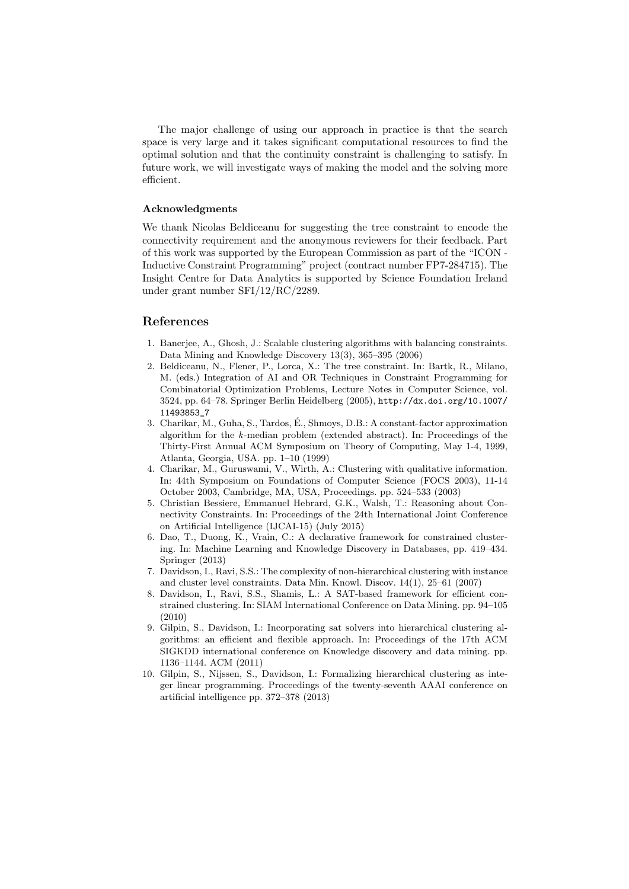The major challenge of using our approach in practice is that the search space is very large and it takes significant computational resources to find the optimal solution and that the continuity constraint is challenging to satisfy. In future work, we will investigate ways of making the model and the solving more efficient.

### Acknowledgments

We thank Nicolas Beldiceanu for suggesting the tree constraint to encode the connectivity requirement and the anonymous reviewers for their feedback. Part of this work was supported by the European Commission as part of the "ICON - Inductive Constraint Programming" project (contract number FP7-284715). The Insight Centre for Data Analytics is supported by Science Foundation Ireland under grant number SFI/12/RC/2289.

## References

1. Banerjee, A., Ghosh, J.: Scalable clustering algorithms with balancing constraints. Data Mining and Knowledge Discovery 13(3), 365–395 (2006)
2. Beldiceanu, N., Flener, P., Lorca, X.: The tree constraint. In: Bartk, R., Milano, M. (eds.) Integration of AI and OR Techniques in Constraint Programming for Combinatorial Optimization Problems, Lecture Notes in Computer Science, vol. 3524, pp. 64–78. Springer Berlin Heidelberg (2005), http://dx.doi.org/10.1007/11493853_7
3. Charikar, M., Guha, S., Tardos, É., Shmoys, D.B.: A constant-factor approximation algorithm for the $k$-median problem (extended abstract). In: Proceedings of the Thirty-First Annual ACM Symposium on Theory of Computing, May 1-4, 1999, Atlanta, Georgia, USA. pp. 1–10 (1999)
4. Charikar, M., Guruswami, V., Wirth, A.: Clustering with qualitative information. In: 44th Symposium on Foundations of Computer Science (FOCS 2003), 11-14 October 2003, Cambridge, MA, USA, Proceedings. pp. 524–533 (2003)
5. Christian Bessiere, Emmanuel Hebrard, G.K., Walsh, T.: Reasoning about Connectivity Constraints. In: Proceedings of the 24th International Joint Conference on Artificial Intelligence (IJCAI-15) (July 2015)
6. Dao, T., Duong, K., Vrain, C.: A declarative framework for constrained clustering. In: Machine Learning and Knowledge Discovery in Databases, pp. 419–434. Springer (2013)
7. Davidson, I., Ravi, S.S.: The complexity of non-hierarchical clustering with instance and cluster level constraints. Data Min. Knowl. Discov. 14(1), 25–61 (2007)
8. Davidson, I., Ravi, S.S., Shamis, L.: A SAT-based framework for efficient constrained clustering. In: SIAM International Conference on Data Mining. pp. 94–105 (2010)
9. Gilpin, S., Davidson, I.: Incorporating sat solvers into hierarchical clustering algorithms: an efficient and flexible approach. In: Proceedings of the 17th ACM SIGKDD international conference on Knowledge discovery and data mining. pp. 1136–1144. ACM (2011)
10. Gilpin, S., Nijssen, S., Davidson, I.: Formalizing hierarchical clustering as integer linear programming. Proceedings of the twenty-seventh AAAI conference on artificial intelligence pp. 372–378 (2013)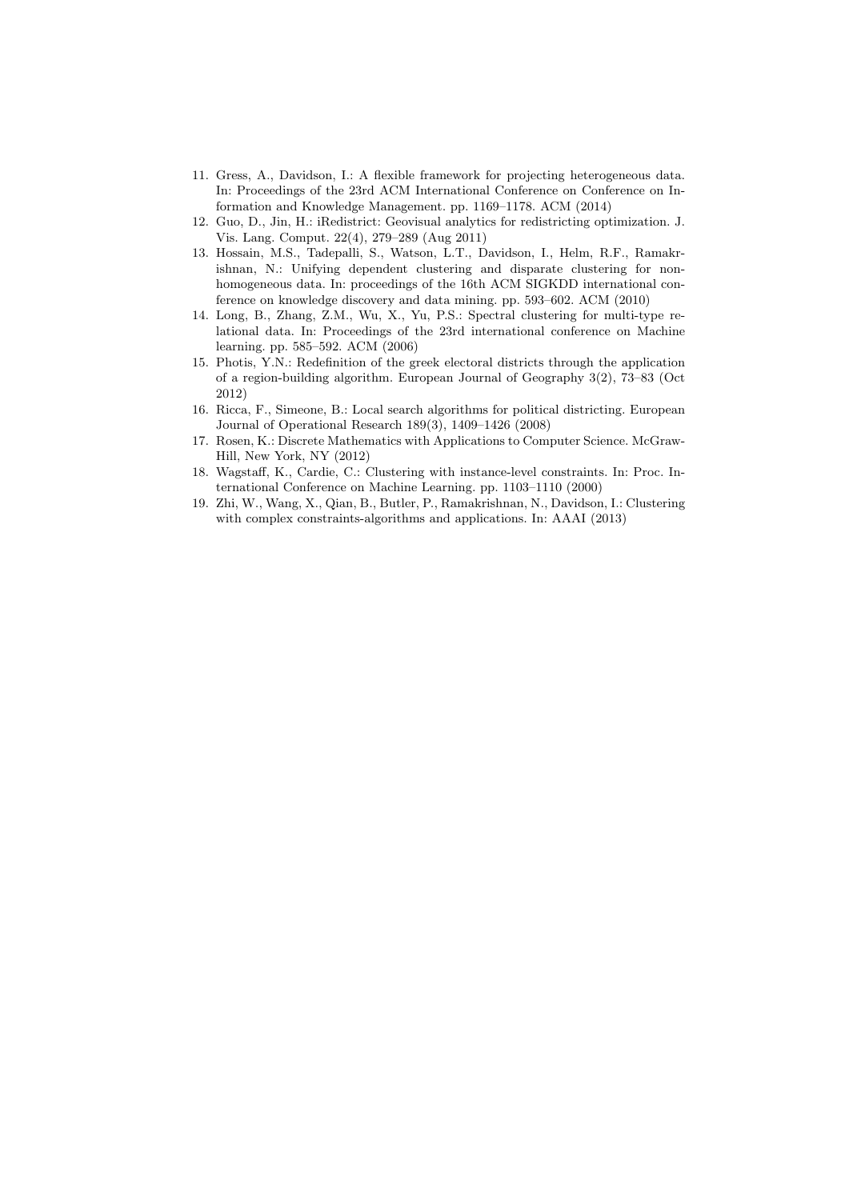11. Gress, A., Davidson, I.: A flexible framework for projecting heterogeneous data. In: Proceedings of the 23rd ACM International Conference on Conference on Information and Knowledge Management. pp. 1169–1178. ACM (2014)
12. Guo, D., Jin, H.: iRedistrict: Geovisual analytics for redistricting optimization. J. Vis. Lang. Comput. 22(4), 279–289 (Aug 2011)
13. Hossain, M.S., Tadepalli, S., Watson, L.T., Davidson, I., Helm, R.F., Ramakrishnan, N.: Unifying dependent clustering and disparate clustering for non-homogeneous data. In: proceedings of the 16th ACM SIGKDD international conference on knowledge discovery and data mining. pp. 593–602. ACM (2010)
14. Long, B., Zhang, Z.M., Wu, X., Yu, P.S.: Spectral clustering for multi-type relational data. In: Proceedings of the 23rd international conference on Machine learning. pp. 585–592. ACM (2006)
15. Photis, Y.N.: Redefinition of the greek electoral districts through the application of a region-building algorithm. European Journal of Geography 3(2), 73–83 (Oct 2012)
16. Ricca, F., Simeone, B.: Local search algorithms for political districting. European Journal of Operational Research 189(3), 1409–1426 (2008)
17. Rosen, K.: Discrete Mathematics with Applications to Computer Science. McGraw-Hill, New York, NY (2012)
18. Wagstaff, K., Cardie, C.: Clustering with instance-level constraints. In: Proc. International Conference on Machine Learning. pp. 1103–1110 (2000)
19. Zhi, W., Wang, X., Qian, B., Butler, P., Ramakrishnan, N., Davidson, I.: Clustering with complex constraints-algorithms and applications. In: AAAI (2013)